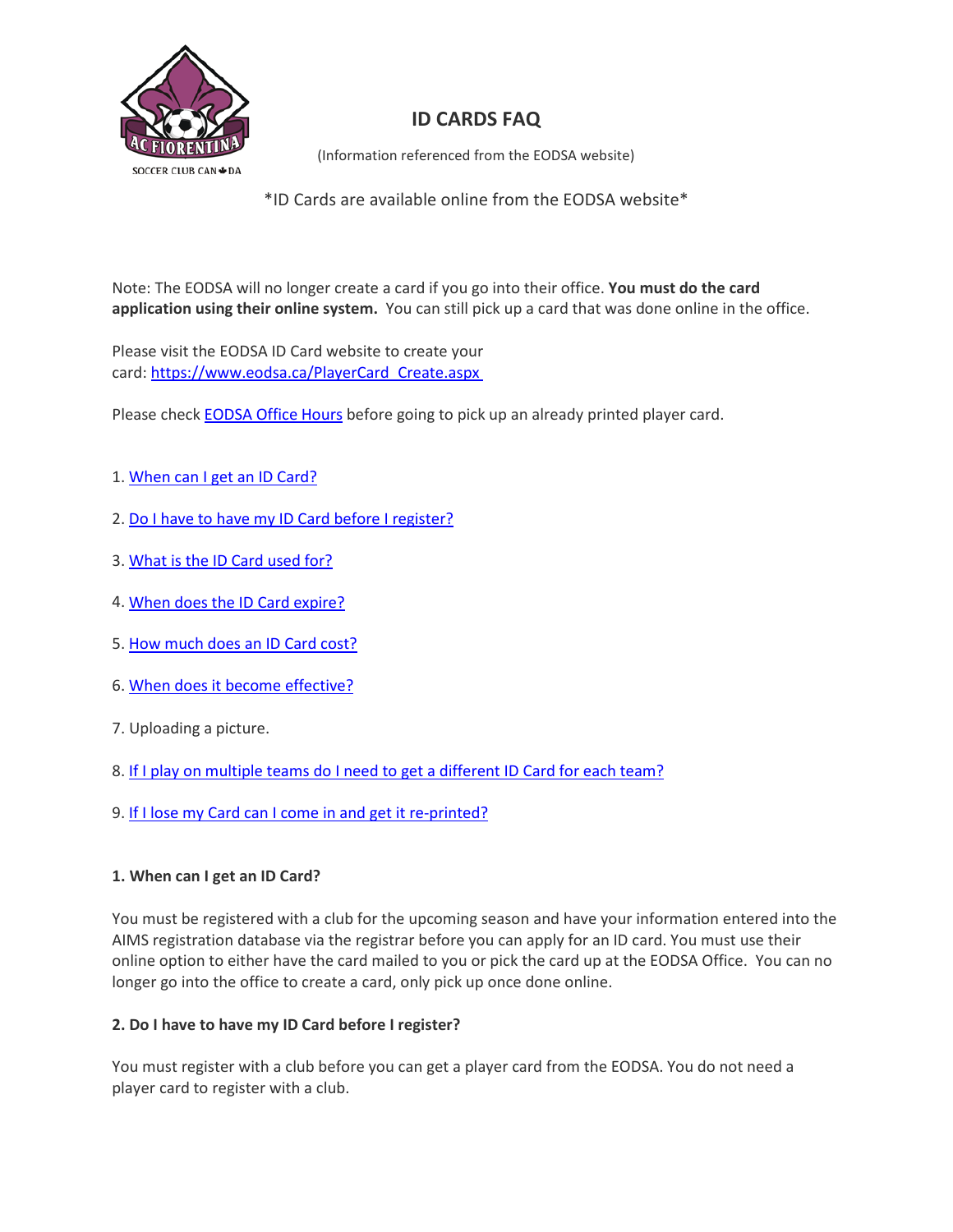# ID CARDS FAQ

(Information referenced from the EODSA website)

*ID Cards are available online from the EODSA website*

Note: The EODSA will no longer create a card if you go into their office. **You must do the card application using their online system.** You can still pick up a card that was done online in the office.

Please visit the EODSA ID Card website to create your card: [https://www.eodsa.ca/PlayerCard_Create.aspx](https://www.eodsa.ca/PlayerCard_Create.aspx)

Please check [EODSA Office Hours]() before going to pick up an already printed player card.

1. [When can I get an ID Card?]()
2. [Do I have to have my ID Card before I register?]()
3. [What is the ID Card used for?]()
4. [When does the ID Card expire?]()
5. [How much does an ID Card cost?]()
6. [When does it become effective?]()
7. Uploading a picture.
8. [If I play on multiple teams do I need to get a different ID Card for each team?]()
9. [If I lose my Card can I come in and get it re-printed?]()

### 1. When can I get an ID Card?

You must be registered with a club for the upcoming season and have your information entered into the AIMS registration database via the registrar before you can apply for an ID card. You must use their online option to either have the card mailed to you or pick the card up at the EODSA Office. You can no longer go into the office to create a card, only pick up once done online.

### 2. Do I have to have my ID Card before I register?

You must register with a club before you can get a player card from the EODSA. You do not need a player card to register with a club.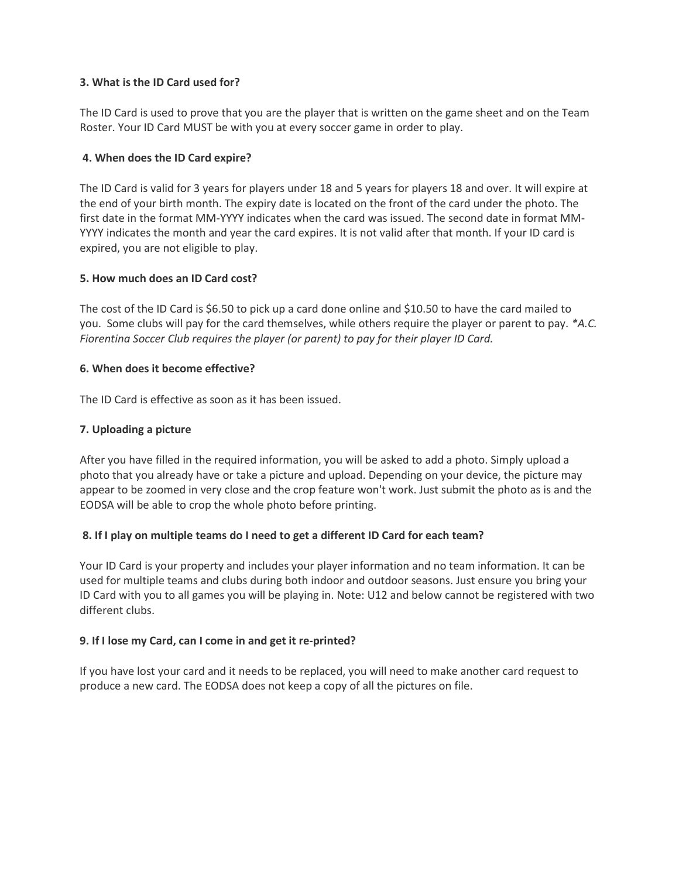**3. What is the ID Card used for?**

The ID Card is used to prove that you are the player that is written on the game sheet and on the Team Roster. Your ID Card MUST be with you at every soccer game in order to play.

**4. When does the ID Card expire?**

The ID Card is valid for 3 years for players under 18 and 5 years for players 18 and over. It will expire at the end of your birth month. The expiry date is located on the front of the card under the photo. The first date in the format MM-YYYY indicates when the card was issued. The second date in format MM-YYYY indicates the month and year the card expires. It is not valid after that month. If your ID card is expired, you are not eligible to play.

**5. How much does an ID Card cost?**

The cost of the ID Card is $6.50 to pick up a card done online and $10.50 to have the card mailed to you. Some clubs will pay for the card themselves, while others require the player or parent to pay. *\*A.C. Fiorentina Soccer Club requires the player (or parent) to pay for their player ID Card.*

**6. When does it become effective?**

The ID Card is effective as soon as it has been issued.

**7. Uploading a picture**

After you have filled in the required information, you will be asked to add a photo. Simply upload a photo that you already have or take a picture and upload. Depending on your device, the picture may appear to be zoomed in very close and the crop feature won't work. Just submit the photo as is and the EODSA will be able to crop the whole photo before printing.

**8. If I play on multiple teams do I need to get a different ID Card for each team?**

Your ID Card is your property and includes your player information and no team information. It can be used for multiple teams and clubs during both indoor and outdoor seasons. Just ensure you bring your ID Card with you to all games you will be playing in. Note: U12 and below cannot be registered with two different clubs.

**9. If I lose my Card, can I come in and get it re-printed?**

If you have lost your card and it needs to be replaced, you will need to make another card request to produce a new card. The EODSA does not keep a copy of all the pictures on file.